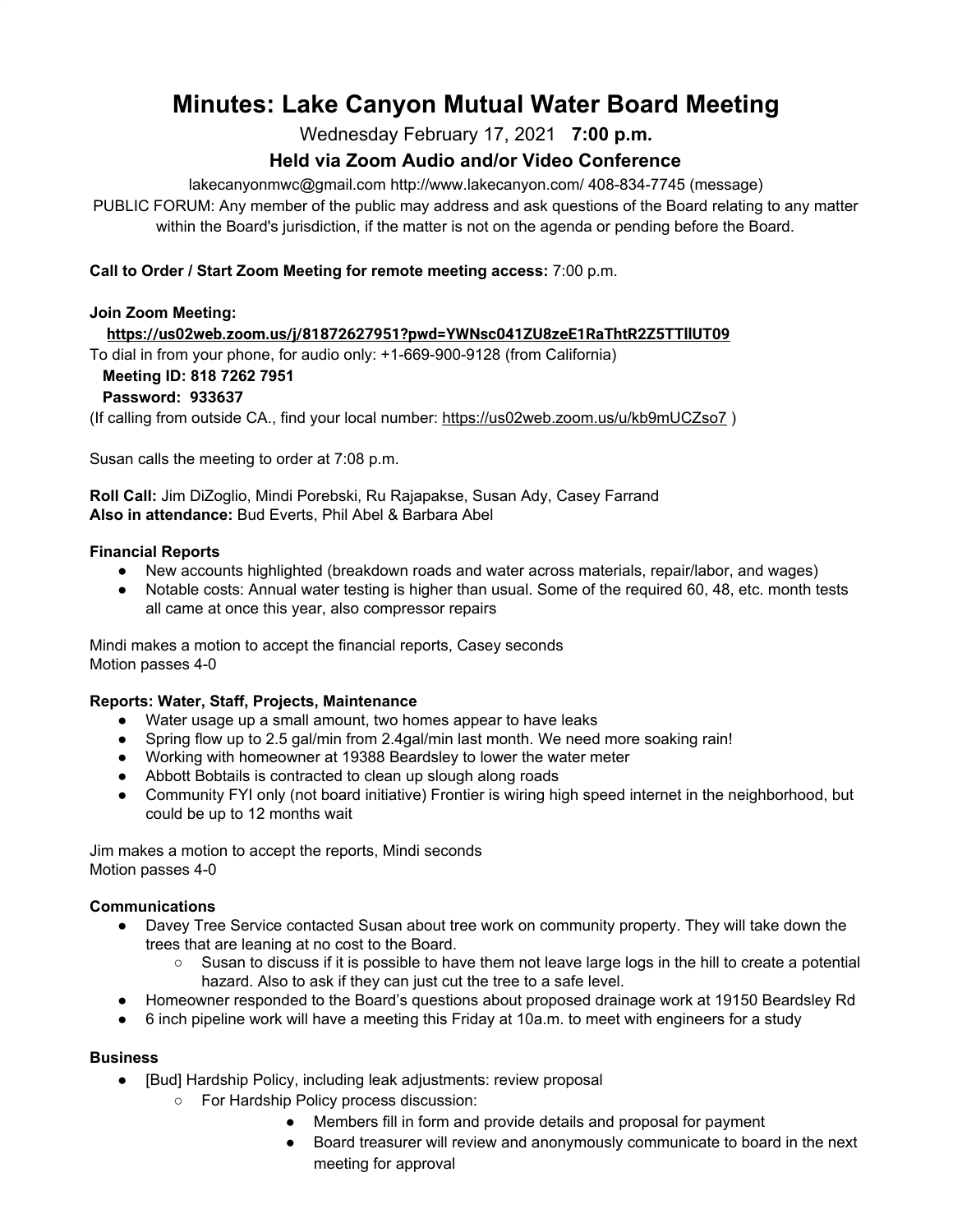# Minutes: Lake Canyon Mutual Water Board Meeting

Wednesday February 17, 2021 **7:00 p.m.**

## Held via Zoom Audio and/or Video Conference

lakecanyonmwc@gmail.com http://www.lakecanyon.com/ 408-834-7745 (message)

PUBLIC FORUM: Any member of the public may address and ask questions of the Board relating to any matter within the Board's jurisdiction, if the matter is not on the agenda or pending before the Board.

**Call to Order / Start Zoom Meeting for remote meeting access:** 7:00 p.m.

**Join Zoom Meeting:**

**https://us02web.zoom.us/j/81872627951?pwd=YWNsc041ZU8zeE1RaThtR2Z5TTllUT09**

To dial in from your phone, for audio only: +1-669-900-9128 (from California)

**Meeting ID: 818 7262 7951**

**Password: 933637**

(If calling from outside CA., find your local number: https://us02web.zoom.us/u/kb9mUCZso7 )

Susan calls the meeting to order at 7:08 p.m.

**Roll Call:** Jim DiZoglio, Mindi Porebski, Ru Rajapakse, Susan Ady, Casey Farrand
**Also in attendance:** Bud Everts, Phil Abel & Barbara Abel

**Financial Reports**

- New accounts highlighted (breakdown roads and water across materials, repair/labor, and wages)
- Notable costs: Annual water testing is higher than usual. Some of the required 60, 48, etc. month tests all came at once this year, also compressor repairs

Mindi makes a motion to accept the financial reports, Casey seconds
Motion passes 4-0

**Reports: Water, Staff, Projects, Maintenance**

- Water usage up a small amount, two homes appear to have leaks
- Spring flow up to 2.5 gal/min from 2.4gal/min last month. We need more soaking rain!
- Working with homeowner at 19388 Beardsley to lower the water meter
- Abbott Bobtails is contracted to clean up slough along roads
- Community FYI only (not board initiative) Frontier is wiring high speed internet in the neighborhood, but could be up to 12 months wait

Jim makes a motion to accept the reports, Mindi seconds
Motion passes 4-0

**Communications**

- Davey Tree Service contacted Susan about tree work on community property. They will take down the trees that are leaning at no cost to the Board.
  - Susan to discuss if it is possible to have them not leave large logs in the hill to create a potential hazard. Also to ask if they can just cut the tree to a safe level.
- Homeowner responded to the Board's questions about proposed drainage work at 19150 Beardsley Rd
- 6 inch pipeline work will have a meeting this Friday at 10a.m. to meet with engineers for a study

**Business**

- [Bud] Hardship Policy, including leak adjustments: review proposal
  - For Hardship Policy process discussion:
    - Members fill in form and provide details and proposal for payment
    - Board treasurer will review and anonymously communicate to board in the next meeting for approval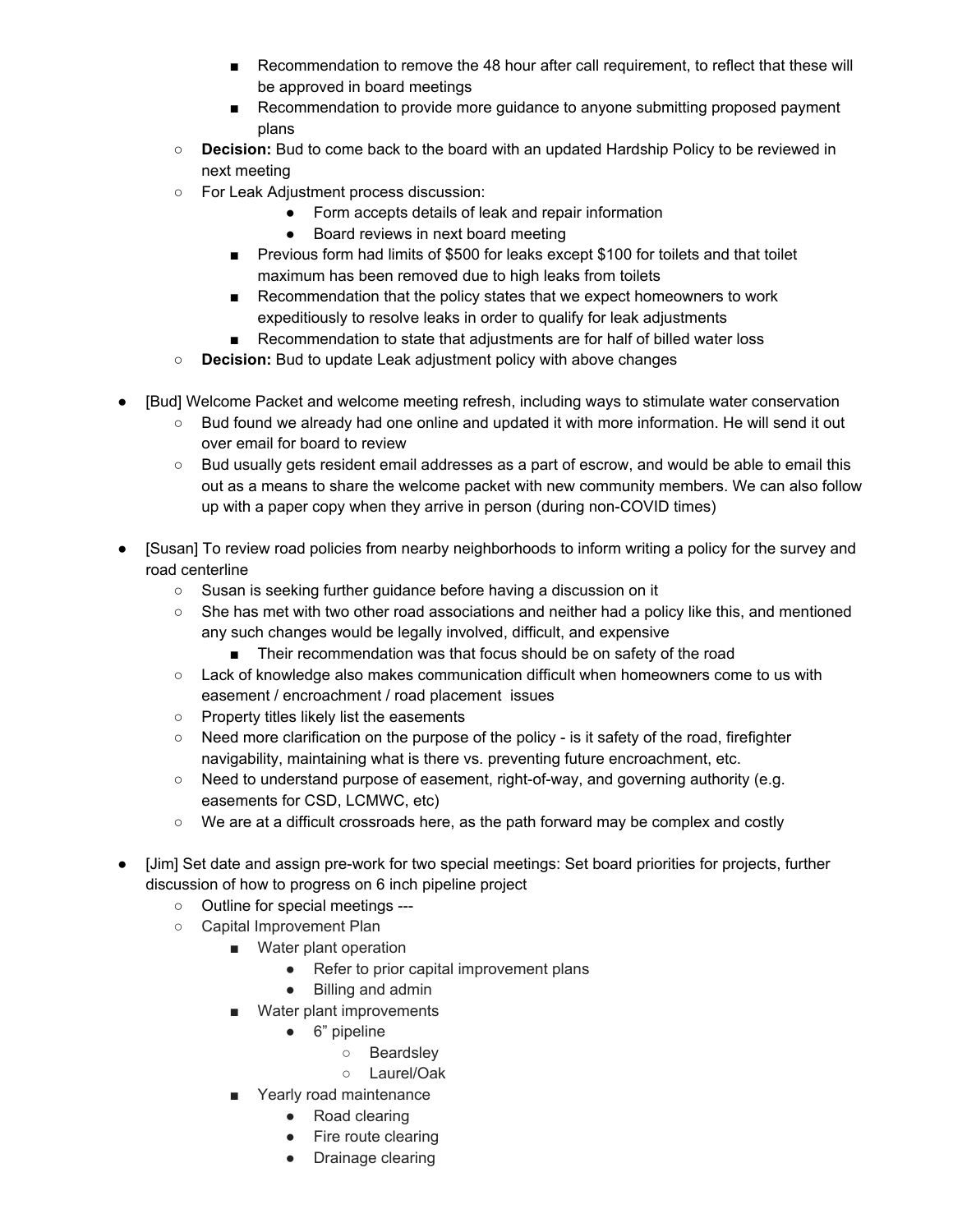- Recommendation to remove the 48 hour after call requirement, to reflect that these will be approved in board meetings
        - Recommendation to provide more guidance to anyone submitting proposed payment plans
    - **Decision:** Bud to come back to the board with an updated Hardship Policy to be reviewed in next meeting
    - For Leak Adjustment process discussion:
            - Form accepts details of leak and repair information
            - Board reviews in next board meeting
        - Previous form had limits of $500 for leaks except $100 for toilets and that toilet maximum has been removed due to high leaks from toilets
        - Recommendation that the policy states that we expect homeowners to work expeditiously to resolve leaks in order to qualify for leak adjustments
        - Recommendation to state that adjustments are for half of billed water loss
    - **Decision:** Bud to update Leak adjustment policy with above changes

- [Bud] Welcome Packet and welcome meeting refresh, including ways to stimulate water conservation
    - Bud found we already had one online and updated it with more information. He will send it out over email for board to review
    - Bud usually gets resident email addresses as a part of escrow, and would be able to email this out as a means to share the welcome packet with new community members. We can also follow up with a paper copy when they arrive in person (during non-COVID times)

- [Susan] To review road policies from nearby neighborhoods to inform writing a policy for the survey and road centerline
    - Susan is seeking further guidance before having a discussion on it
    - She has met with two other road associations and neither had a policy like this, and mentioned any such changes would be legally involved, difficult, and expensive
        - Their recommendation was that focus should be on safety of the road
    - Lack of knowledge also makes communication difficult when homeowners come to us with easement / encroachment / road placement issues
    - Property titles likely list the easements
    - Need more clarification on the purpose of the policy - is it safety of the road, firefighter navigability, maintaining what is there vs. preventing future encroachment, etc.
    - Need to understand purpose of easement, right-of-way, and governing authority (e.g. easements for CSD, LCMWC, etc)
    - We are at a difficult crossroads here, as the path forward may be complex and costly

- [Jim] Set date and assign pre-work for two special meetings: Set board priorities for projects, further discussion of how to progress on 6 inch pipeline project
    - Outline for special meetings ---
    - Capital Improvement Plan
        - Water plant operation
            - Refer to prior capital improvement plans
            - Billing and admin
        - Water plant improvements
            - 6" pipeline
                - Beardsley
                - Laurel/Oak
        - Yearly road maintenance
            - Road clearing
            - Fire route clearing
            - Drainage clearing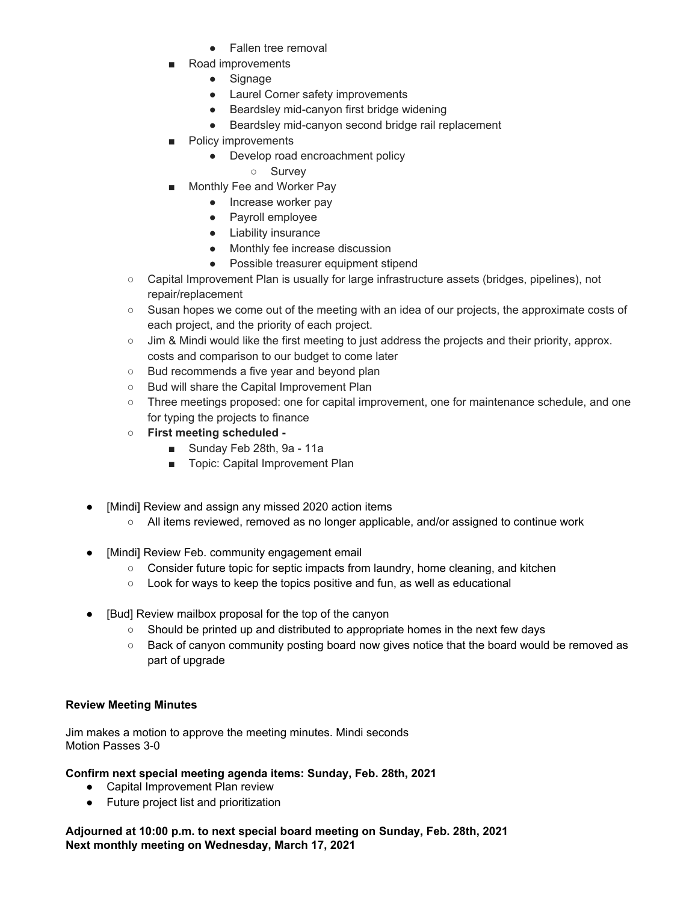- Fallen tree removal
    - Road improvements
        - Signage
        - Laurel Corner safety improvements
        - Beardsley mid-canyon first bridge widening
        - Beardsley mid-canyon second bridge rail replacement
    - Policy improvements
        - Develop road encroachment policy
            - Survey
    - Monthly Fee and Worker Pay
        - Increase worker pay
        - Payroll employee
        - Liability insurance
        - Monthly fee increase discussion
        - Possible treasurer equipment stipend
  - Capital Improvement Plan is usually for large infrastructure assets (bridges, pipelines), not repair/replacement
  - Susan hopes we come out of the meeting with an idea of our projects, the approximate costs of each project, and the priority of each project.
  - Jim & Mindi would like the first meeting to just address the projects and their priority, approx. costs and comparison to our budget to come later
  - Bud recommends a five year and beyond plan
  - Bud will share the Capital Improvement Plan
  - Three meetings proposed: one for capital improvement, one for maintenance schedule, and one for typing the projects to finance
  - **First meeting scheduled -**
    - Sunday Feb 28th, 9a - 11a
    - Topic: Capital Improvement Plan

- [Mindi] Review and assign any missed 2020 action items
  - All items reviewed, removed as no longer applicable, and/or assigned to continue work

- [Mindi] Review Feb. community engagement email
  - Consider future topic for septic impacts from laundry, home cleaning, and kitchen
  - Look for ways to keep the topics positive and fun, as well as educational

- [Bud] Review mailbox proposal for the top of the canyon
  - Should be printed up and distributed to appropriate homes in the next few days
  - Back of canyon community posting board now gives notice that the board would be removed as part of upgrade

**Review Meeting Minutes**

Jim makes a motion to approve the meeting minutes. Mindi seconds
Motion Passes 3-0

**Confirm next special meeting agenda items: Sunday, Feb. 28th, 2021**

- Capital Improvement Plan review
- Future project list and prioritization

**Adjourned at 10:00 p.m. to next special board meeting on Sunday, Feb. 28th, 2021**
**Next monthly meeting on Wednesday, March 17, 2021**